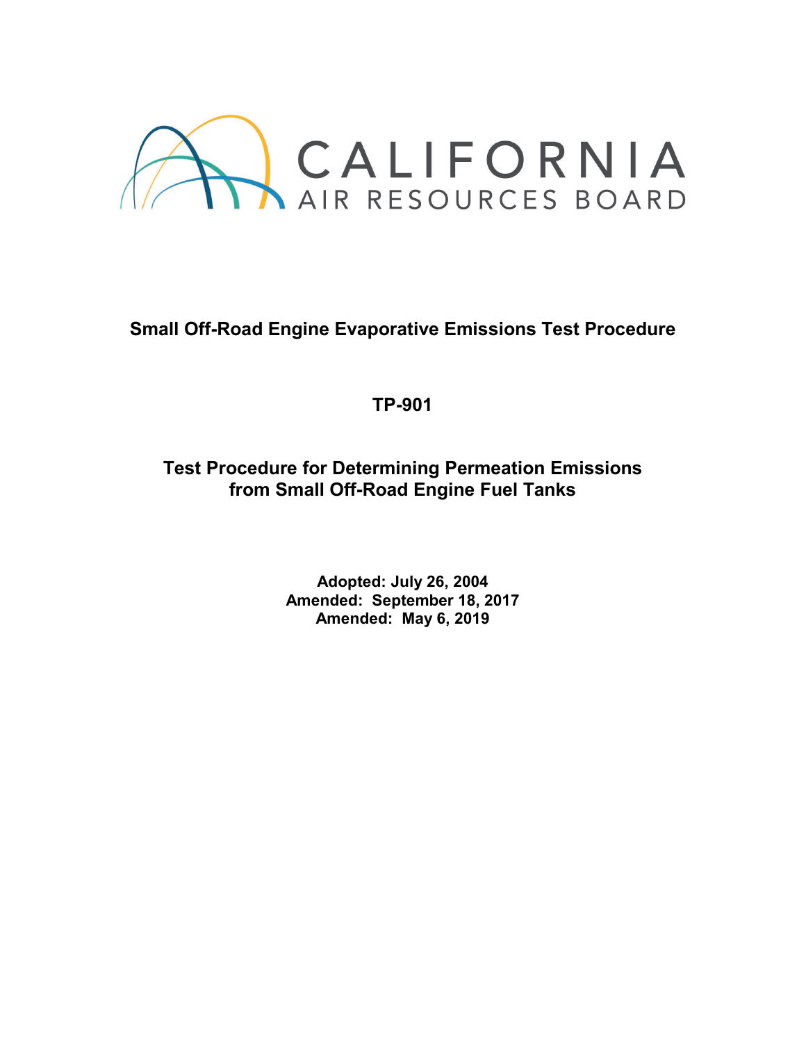CALIFORNIA
AIR RESOURCES BOARD

# Small Off-Road Engine Evaporative Emissions Test Procedure

## TP-901

## Test Procedure for Determining Permeation Emissions from Small Off-Road Engine Fuel Tanks

**Adopted: July 26, 2004**
**Amended: September 18, 2017**
**Amended: May 6, 2019**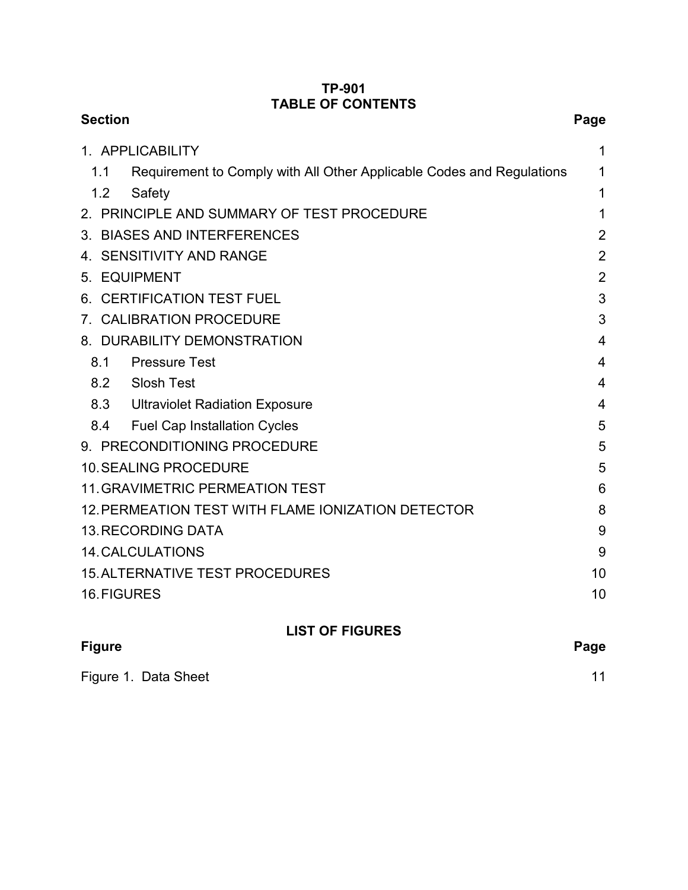# TP-901
## TABLE OF CONTENTS

| Section | Page |
|---|---|
| 1. APPLICABILITY | 1 |
| 1.1 Requirement to Comply with All Other Applicable Codes and Regulations | 1 |
| 1.2 Safety | 1 |
| 2. PRINCIPLE AND SUMMARY OF TEST PROCEDURE | 1 |
| 3. BIASES AND INTERFERENCES | 2 |
| 4. SENSITIVITY AND RANGE | 2 |
| 5. EQUIPMENT | 2 |
| 6. CERTIFICATION TEST FUEL | 3 |
| 7. CALIBRATION PROCEDURE | 3 |
| 8. DURABILITY DEMONSTRATION | 4 |
| 8.1 Pressure Test | 4 |
| 8.2 Slosh Test | 4 |
| 8.3 Ultraviolet Radiation Exposure | 4 |
| 8.4 Fuel Cap Installation Cycles | 5 |
| 9. PRECONDITIONING PROCEDURE | 5 |
| 10. SEALING PROCEDURE | 5 |
| 11. GRAVIMETRIC PERMEATION TEST | 6 |
| 12. PERMEATION TEST WITH FLAME IONIZATION DETECTOR | 8 |
| 13. RECORDING DATA | 9 |
| 14. CALCULATIONS | 9 |
| 15. ALTERNATIVE TEST PROCEDURES | 10 |
| 16. FIGURES | 10 |

## LIST OF FIGURES

| Figure | Page |
|---|---|
| Figure 1. Data Sheet | 11 |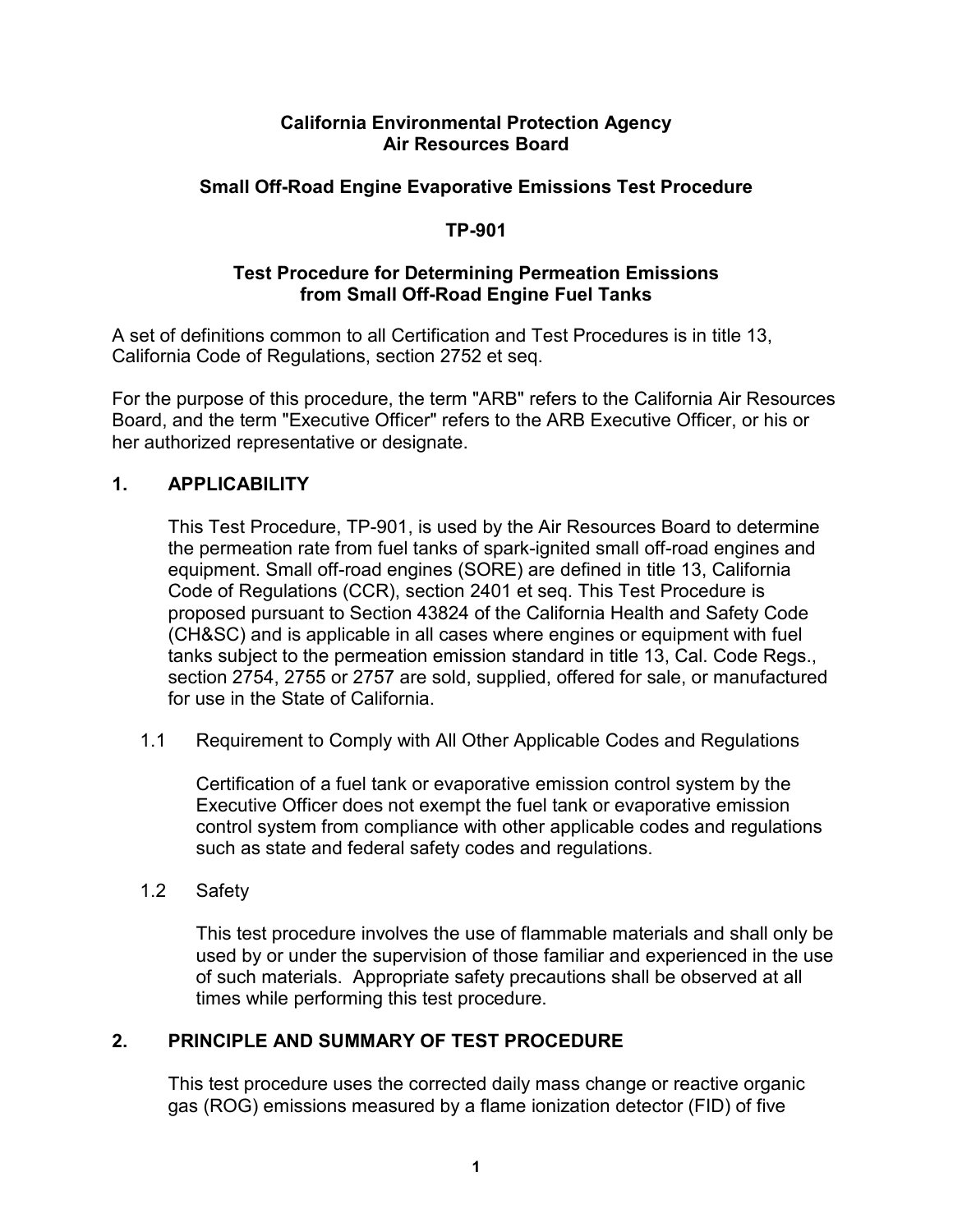**California Environmental Protection Agency**
**Air Resources Board**

**Small Off-Road Engine Evaporative Emissions Test Procedure**

**TP-901**

**Test Procedure for Determining Permeation Emissions from Small Off-Road Engine Fuel Tanks**

A set of definitions common to all Certification and Test Procedures is in title 13, California Code of Regulations, section 2752 et seq.

For the purpose of this procedure, the term "ARB" refers to the California Air Resources Board, and the term "Executive Officer" refers to the ARB Executive Officer, or his or her authorized representative or designate.

## 1. APPLICABILITY

This Test Procedure, TP-901, is used by the Air Resources Board to determine the permeation rate from fuel tanks of spark-ignited small off-road engines and equipment. Small off-road engines (SORE) are defined in title 13, California Code of Regulations (CCR), section 2401 et seq. This Test Procedure is proposed pursuant to Section 43824 of the California Health and Safety Code (CH&SC) and is applicable in all cases where engines or equipment with fuel tanks subject to the permeation emission standard in title 13, Cal. Code Regs., section 2754, 2755 or 2757 are sold, supplied, offered for sale, or manufactured for use in the State of California.

### 1.1 Requirement to Comply with All Other Applicable Codes and Regulations

Certification of a fuel tank or evaporative emission control system by the Executive Officer does not exempt the fuel tank or evaporative emission control system from compliance with other applicable codes and regulations such as state and federal safety codes and regulations.

### 1.2 Safety

This test procedure involves the use of flammable materials and shall only be used by or under the supervision of those familiar and experienced in the use of such materials. Appropriate safety precautions shall be observed at all times while performing this test procedure.

## 2. PRINCIPLE AND SUMMARY OF TEST PROCEDURE

This test procedure uses the corrected daily mass change or reactive organic gas (ROG) emissions measured by a flame ionization detector (FID) of five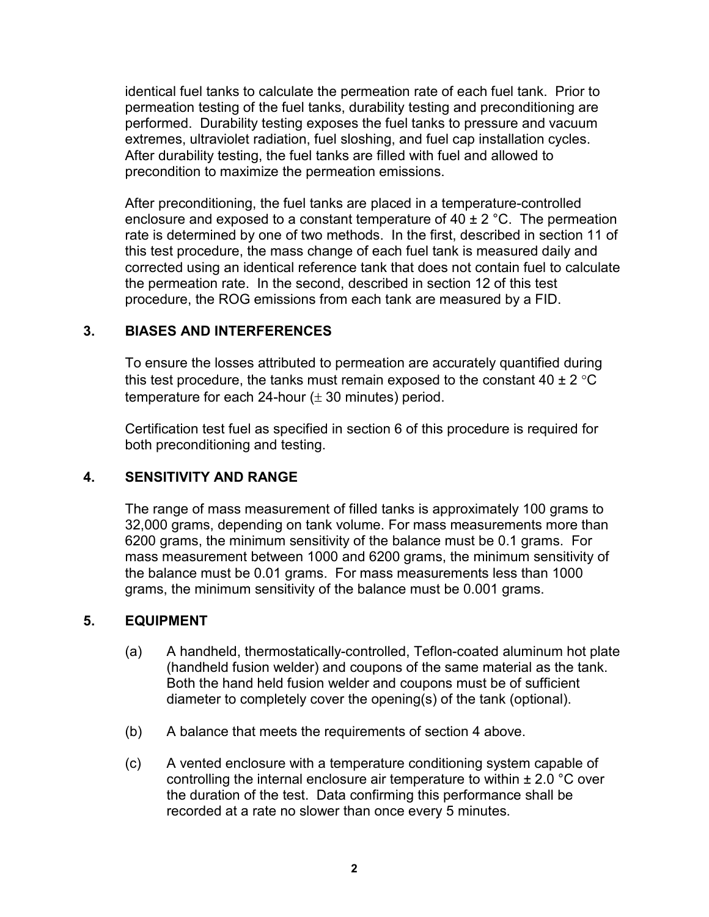identical fuel tanks to calculate the permeation rate of each fuel tank. Prior to permeation testing of the fuel tanks, durability testing and preconditioning are performed. Durability testing exposes the fuel tanks to pressure and vacuum extremes, ultraviolet radiation, fuel sloshing, and fuel cap installation cycles. After durability testing, the fuel tanks are filled with fuel and allowed to precondition to maximize the permeation emissions.

After preconditioning, the fuel tanks are placed in a temperature-controlled enclosure and exposed to a constant temperature of 40 ± 2 °C. The permeation rate is determined by one of two methods. In the first, described in section 11 of this test procedure, the mass change of each fuel tank is measured daily and corrected using an identical reference tank that does not contain fuel to calculate the permeation rate. In the second, described in section 12 of this test procedure, the ROG emissions from each tank are measured by a FID.

## 3. BIASES AND INTERFERENCES

To ensure the losses attributed to permeation are accurately quantified during this test procedure, the tanks must remain exposed to the constant 40 ± 2 °C temperature for each 24-hour (± 30 minutes) period.

Certification test fuel as specified in section 6 of this procedure is required for both preconditioning and testing.

## 4. SENSITIVITY AND RANGE

The range of mass measurement of filled tanks is approximately 100 grams to 32,000 grams, depending on tank volume. For mass measurements more than 6200 grams, the minimum sensitivity of the balance must be 0.1 grams. For mass measurement between 1000 and 6200 grams, the minimum sensitivity of the balance must be 0.01 grams. For mass measurements less than 1000 grams, the minimum sensitivity of the balance must be 0.001 grams.

## 5. EQUIPMENT

(a) A handheld, thermostatically-controlled, Teflon-coated aluminum hot plate (handheld fusion welder) and coupons of the same material as the tank. Both the hand held fusion welder and coupons must be of sufficient diameter to completely cover the opening(s) of the tank (optional).

(b) A balance that meets the requirements of section 4 above.

(c) A vented enclosure with a temperature conditioning system capable of controlling the internal enclosure air temperature to within ± 2.0 °C over the duration of the test. Data confirming this performance shall be recorded at a rate no slower than once every 5 minutes.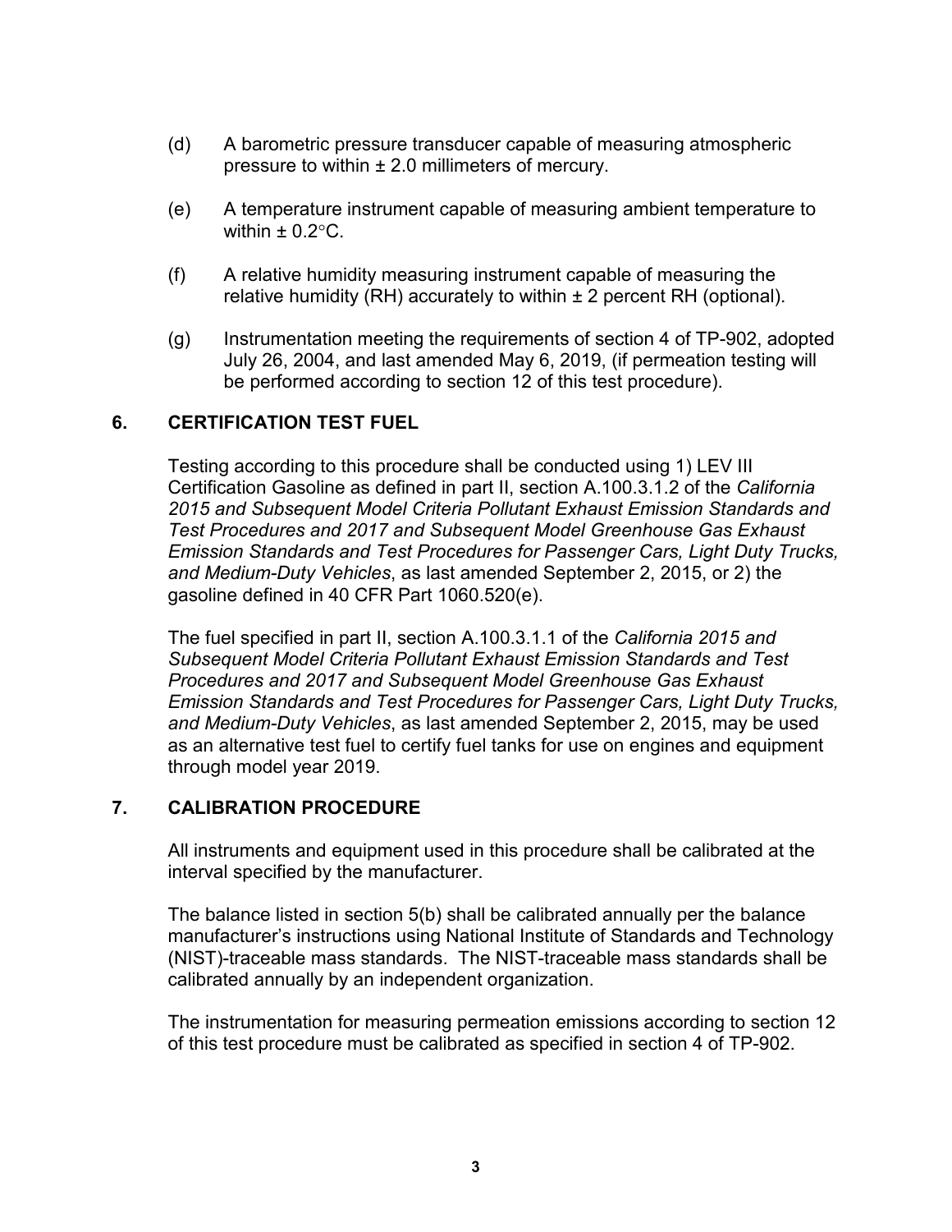(d) A barometric pressure transducer capable of measuring atmospheric pressure to within ± 2.0 millimeters of mercury.

(e) A temperature instrument capable of measuring ambient temperature to within ± 0.2°C.

(f) A relative humidity measuring instrument capable of measuring the relative humidity (RH) accurately to within ± 2 percent RH (optional).

(g) Instrumentation meeting the requirements of section 4 of TP-902, adopted July 26, 2004, and last amended May 6, 2019, (if permeation testing will be performed according to section 12 of this test procedure).

## 6. CERTIFICATION TEST FUEL

Testing according to this procedure shall be conducted using 1) LEV III Certification Gasoline as defined in part II, section A.100.3.1.2 of the *California 2015 and Subsequent Model Criteria Pollutant Exhaust Emission Standards and Test Procedures and 2017 and Subsequent Model Greenhouse Gas Exhaust Emission Standards and Test Procedures for Passenger Cars, Light Duty Trucks, and Medium-Duty Vehicles*, as last amended September 2, 2015, or 2) the gasoline defined in 40 CFR Part 1060.520(e).

The fuel specified in part II, section A.100.3.1.1 of the *California 2015 and Subsequent Model Criteria Pollutant Exhaust Emission Standards and Test Procedures and 2017 and Subsequent Model Greenhouse Gas Exhaust Emission Standards and Test Procedures for Passenger Cars, Light Duty Trucks, and Medium-Duty Vehicles*, as last amended September 2, 2015, may be used as an alternative test fuel to certify fuel tanks for use on engines and equipment through model year 2019.

## 7. CALIBRATION PROCEDURE

All instruments and equipment used in this procedure shall be calibrated at the interval specified by the manufacturer.

The balance listed in section 5(b) shall be calibrated annually per the balance manufacturer's instructions using National Institute of Standards and Technology (NIST)-traceable mass standards. The NIST-traceable mass standards shall be calibrated annually by an independent organization.

The instrumentation for measuring permeation emissions according to section 12 of this test procedure must be calibrated as specified in section 4 of TP-902.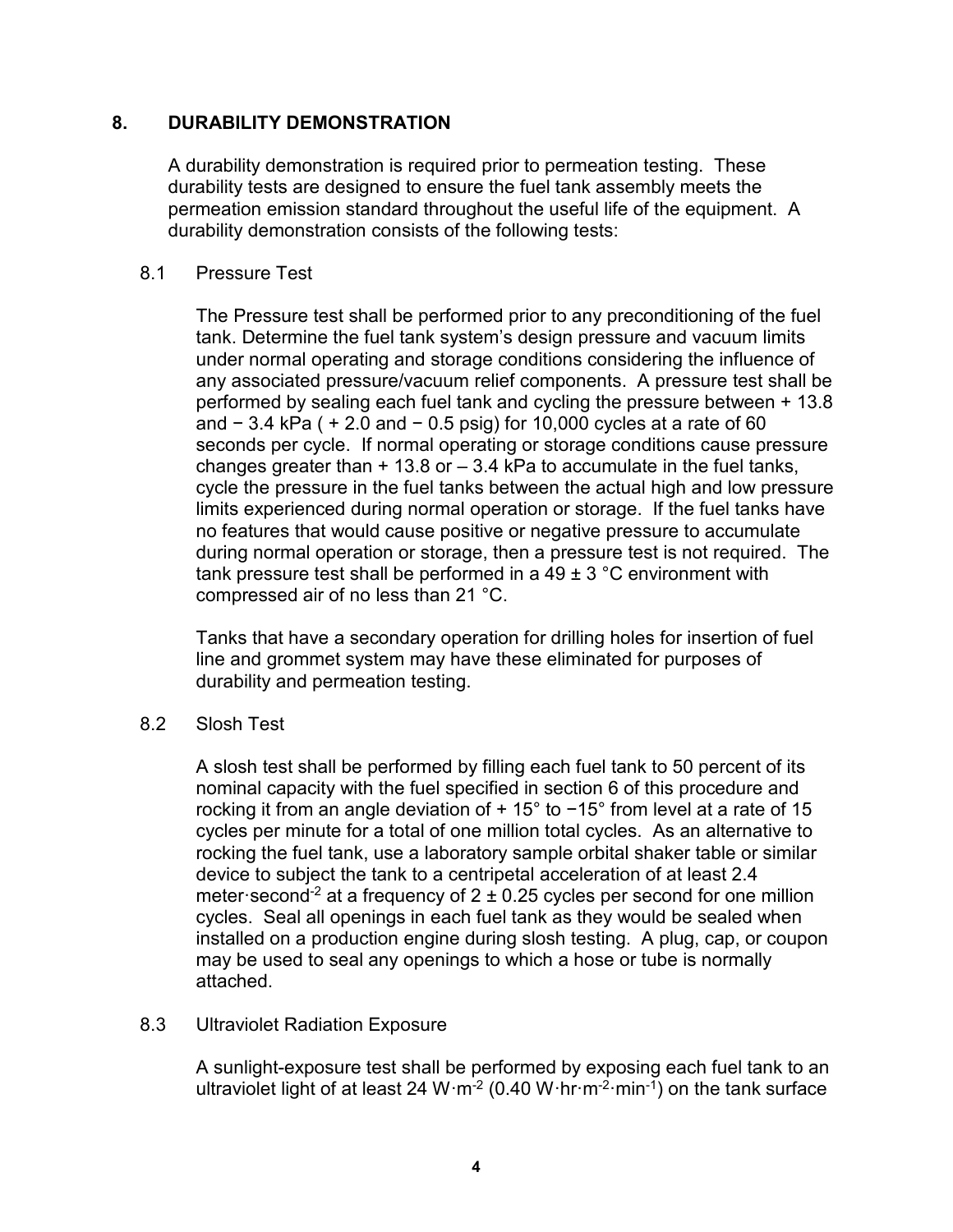## 8. DURABILITY DEMONSTRATION

A durability demonstration is required prior to permeation testing. These durability tests are designed to ensure the fuel tank assembly meets the permeation emission standard throughout the useful life of the equipment. A durability demonstration consists of the following tests:

### 8.1 Pressure Test

The Pressure test shall be performed prior to any preconditioning of the fuel tank. Determine the fuel tank system's design pressure and vacuum limits under normal operating and storage conditions considering the influence of any associated pressure/vacuum relief components. A pressure test shall be performed by sealing each fuel tank and cycling the pressure between + 13.8 and − 3.4 kPa ( + 2.0 and − 0.5 psig) for 10,000 cycles at a rate of 60 seconds per cycle. If normal operating or storage conditions cause pressure changes greater than + 13.8 or – 3.4 kPa to accumulate in the fuel tanks, cycle the pressure in the fuel tanks between the actual high and low pressure limits experienced during normal operation or storage. If the fuel tanks have no features that would cause positive or negative pressure to accumulate during normal operation or storage, then a pressure test is not required. The tank pressure test shall be performed in a 49 ± 3 °C environment with compressed air of no less than 21 °C.

Tanks that have a secondary operation for drilling holes for insertion of fuel line and grommet system may have these eliminated for purposes of durability and permeation testing.

### 8.2 Slosh Test

A slosh test shall be performed by filling each fuel tank to 50 percent of its nominal capacity with the fuel specified in section 6 of this procedure and rocking it from an angle deviation of + 15° to −15° from level at a rate of 15 cycles per minute for a total of one million total cycles. As an alternative to rocking the fuel tank, use a laboratory sample orbital shaker table or similar device to subject the tank to a centripetal acceleration of at least 2.4 meter·second$^{-2}$ at a frequency of 2 ± 0.25 cycles per second for one million cycles. Seal all openings in each fuel tank as they would be sealed when installed on a production engine during slosh testing. A plug, cap, or coupon may be used to seal any openings to which a hose or tube is normally attached.

### 8.3 Ultraviolet Radiation Exposure

A sunlight-exposure test shall be performed by exposing each fuel tank to an ultraviolet light of at least 24 W·m$^{-2}$ (0.40 W·hr·m$^{-2}$·min$^{-1}$) on the tank surface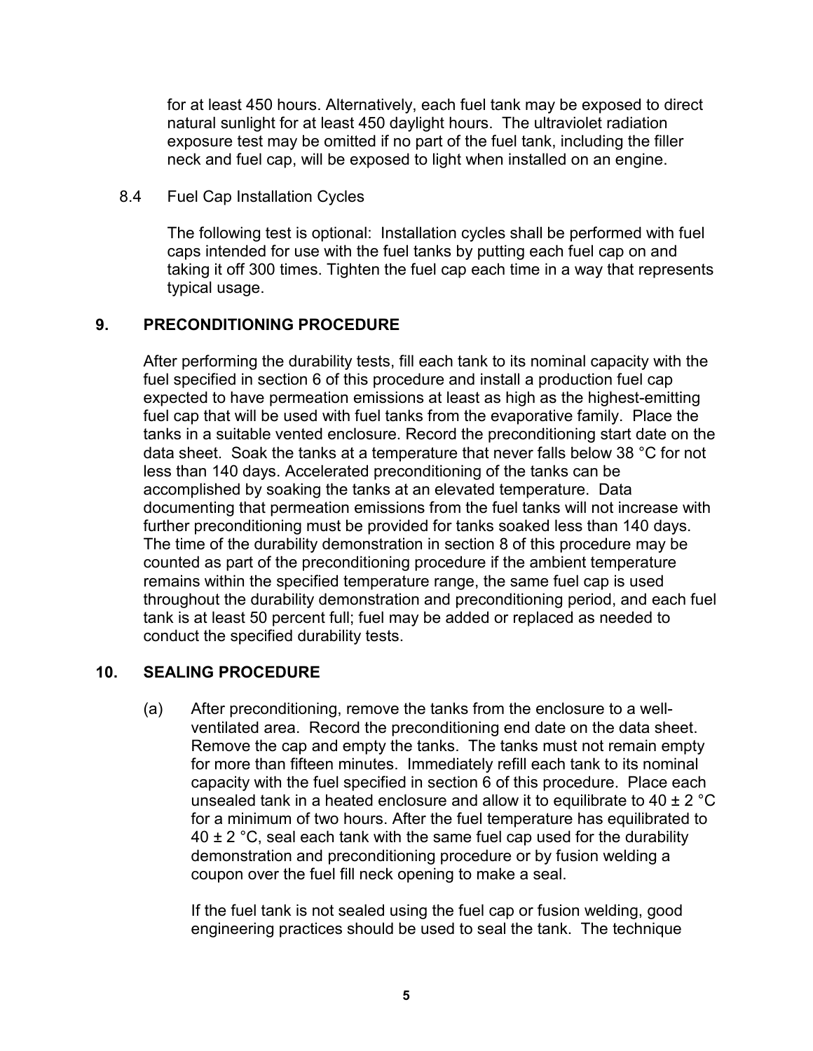for at least 450 hours. Alternatively, each fuel tank may be exposed to direct natural sunlight for at least 450 daylight hours. The ultraviolet radiation exposure test may be omitted if no part of the fuel tank, including the filler neck and fuel cap, will be exposed to light when installed on an engine.

### 8.4 Fuel Cap Installation Cycles

The following test is optional: Installation cycles shall be performed with fuel caps intended for use with the fuel tanks by putting each fuel cap on and taking it off 300 times. Tighten the fuel cap each time in a way that represents typical usage.

## 9. PRECONDITIONING PROCEDURE

After performing the durability tests, fill each tank to its nominal capacity with the fuel specified in section 6 of this procedure and install a production fuel cap expected to have permeation emissions at least as high as the highest-emitting fuel cap that will be used with fuel tanks from the evaporative family. Place the tanks in a suitable vented enclosure. Record the preconditioning start date on the data sheet. Soak the tanks at a temperature that never falls below 38 °C for not less than 140 days. Accelerated preconditioning of the tanks can be accomplished by soaking the tanks at an elevated temperature. Data documenting that permeation emissions from the fuel tanks will not increase with further preconditioning must be provided for tanks soaked less than 140 days. The time of the durability demonstration in section 8 of this procedure may be counted as part of the preconditioning procedure if the ambient temperature remains within the specified temperature range, the same fuel cap is used throughout the durability demonstration and preconditioning period, and each fuel tank is at least 50 percent full; fuel may be added or replaced as needed to conduct the specified durability tests.

## 10. SEALING PROCEDURE

(a) After preconditioning, remove the tanks from the enclosure to a well-ventilated area. Record the preconditioning end date on the data sheet. Remove the cap and empty the tanks. The tanks must not remain empty for more than fifteen minutes. Immediately refill each tank to its nominal capacity with the fuel specified in section 6 of this procedure. Place each unsealed tank in a heated enclosure and allow it to equilibrate to 40 ± 2 °C for a minimum of two hours. After the fuel temperature has equilibrated to 40 ± 2 °C, seal each tank with the same fuel cap used for the durability demonstration and preconditioning procedure or by fusion welding a coupon over the fuel fill neck opening to make a seal.

If the fuel tank is not sealed using the fuel cap or fusion welding, good engineering practices should be used to seal the tank. The technique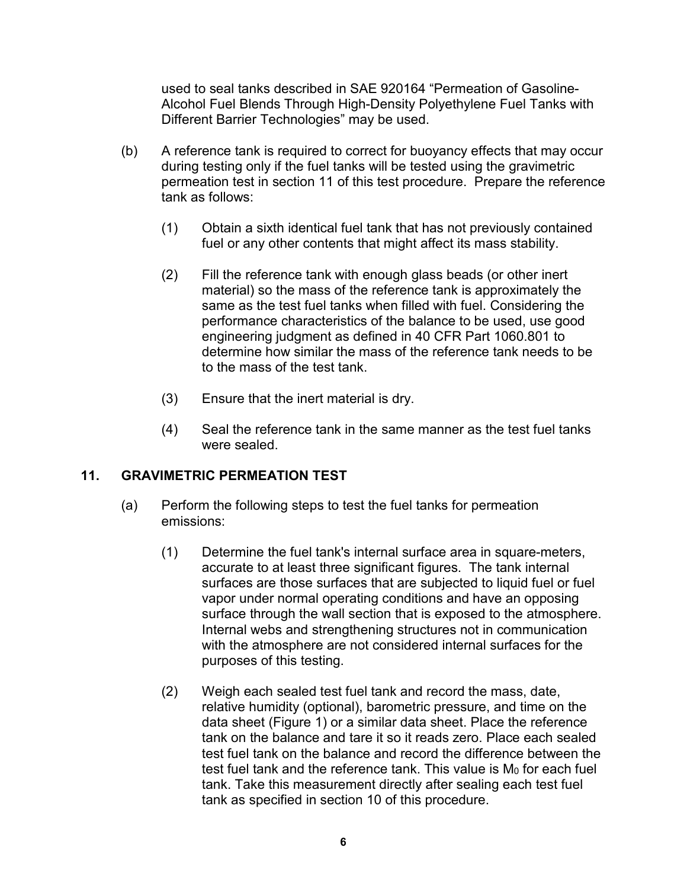used to seal tanks described in SAE 920164 “Permeation of Gasoline-Alcohol Fuel Blends Through High-Density Polyethylene Fuel Tanks with Different Barrier Technologies” may be used.

(b) A reference tank is required to correct for buoyancy effects that may occur during testing only if the fuel tanks will be tested using the gravimetric permeation test in section 11 of this test procedure. Prepare the reference tank as follows:

(1) Obtain a sixth identical fuel tank that has not previously contained fuel or any other contents that might affect its mass stability.

(2) Fill the reference tank with enough glass beads (or other inert material) so the mass of the reference tank is approximately the same as the test fuel tanks when filled with fuel. Considering the performance characteristics of the balance to be used, use good engineering judgment as defined in 40 CFR Part 1060.801 to determine how similar the mass of the reference tank needs to be to the mass of the test tank.

(3) Ensure that the inert material is dry.

(4) Seal the reference tank in the same manner as the test fuel tanks were sealed.

## 11. GRAVIMETRIC PERMEATION TEST

(a) Perform the following steps to test the fuel tanks for permeation emissions:

(1) Determine the fuel tank's internal surface area in square-meters, accurate to at least three significant figures. The tank internal surfaces are those surfaces that are subjected to liquid fuel or fuel vapor under normal operating conditions and have an opposing surface through the wall section that is exposed to the atmosphere. Internal webs and strengthening structures not in communication with the atmosphere are not considered internal surfaces for the purposes of this testing.

(2) Weigh each sealed test fuel tank and record the mass, date, relative humidity (optional), barometric pressure, and time on the data sheet (Figure 1) or a similar data sheet. Place the reference tank on the balance and tare it so it reads zero. Place each sealed test fuel tank on the balance and record the difference between the test fuel tank and the reference tank. This value is $M_0$ for each fuel tank. Take this measurement directly after sealing each test fuel tank as specified in section 10 of this procedure.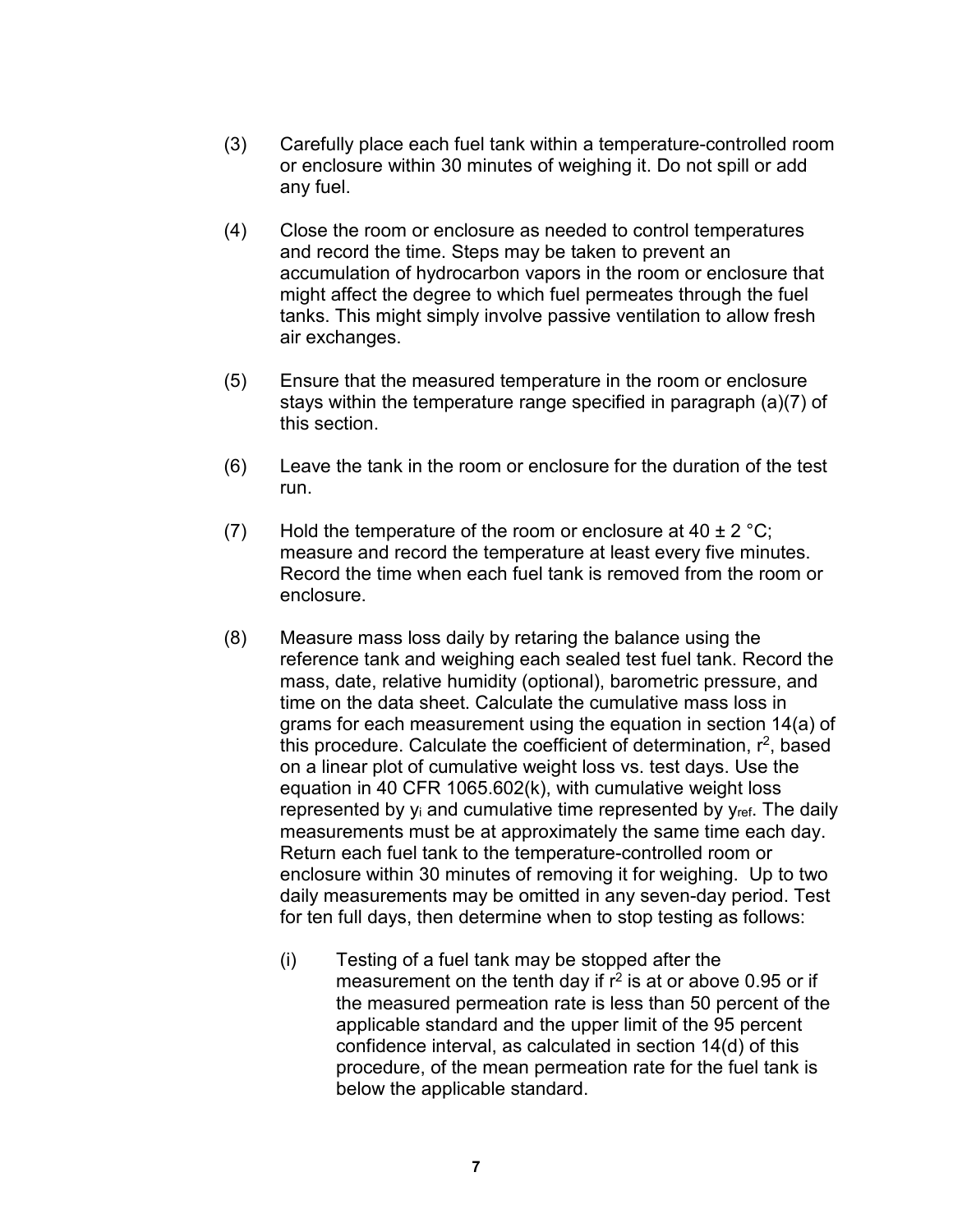(3) Carefully place each fuel tank within a temperature-controlled room or enclosure within 30 minutes of weighing it. Do not spill or add any fuel.

(4) Close the room or enclosure as needed to control temperatures and record the time. Steps may be taken to prevent an accumulation of hydrocarbon vapors in the room or enclosure that might affect the degree to which fuel permeates through the fuel tanks. This might simply involve passive ventilation to allow fresh air exchanges.

(5) Ensure that the measured temperature in the room or enclosure stays within the temperature range specified in paragraph (a)(7) of this section.

(6) Leave the tank in the room or enclosure for the duration of the test run.

(7) Hold the temperature of the room or enclosure at $40 \pm 2$ °C; measure and record the temperature at least every five minutes. Record the time when each fuel tank is removed from the room or enclosure.

(8) Measure mass loss daily by retaring the balance using the reference tank and weighing each sealed test fuel tank. Record the mass, date, relative humidity (optional), barometric pressure, and time on the data sheet. Calculate the cumulative mass loss in grams for each measurement using the equation in section 14(a) of this procedure. Calculate the coefficient of determination, $r^2$, based on a linear plot of cumulative weight loss vs. test days. Use the equation in 40 CFR 1065.602(k), with cumulative weight loss represented by $y_i$ and cumulative time represented by $y_{ref}$. The daily measurements must be at approximately the same time each day. Return each fuel tank to the temperature-controlled room or enclosure within 30 minutes of removing it for weighing. Up to two daily measurements may be omitted in any seven-day period. Test for ten full days, then determine when to stop testing as follows:

   (i) Testing of a fuel tank may be stopped after the measurement on the tenth day if $r^2$ is at or above 0.95 or if the measured permeation rate is less than 50 percent of the applicable standard and the upper limit of the 95 percent confidence interval, as calculated in section 14(d) of this procedure, of the mean permeation rate for the fuel tank is below the applicable standard.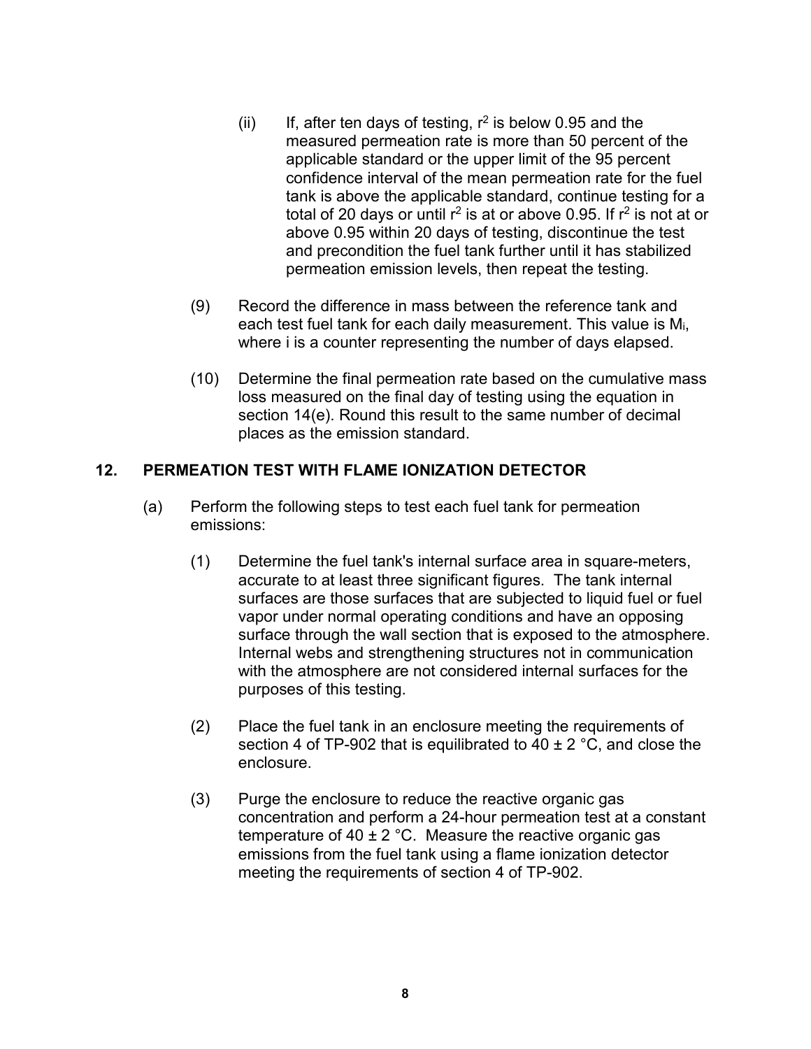(ii) If, after ten days of testing, $r^2$ is below 0.95 and the measured permeation rate is more than 50 percent of the applicable standard or the upper limit of the 95 percent confidence interval of the mean permeation rate for the fuel tank is above the applicable standard, continue testing for a total of 20 days or until $r^2$ is at or above 0.95. If $r^2$ is not at or above 0.95 within 20 days of testing, discontinue the test and precondition the fuel tank further until it has stabilized permeation emission levels, then repeat the testing.

(9) Record the difference in mass between the reference tank and each test fuel tank for each daily measurement. This value is $M_i$, where i is a counter representing the number of days elapsed.

(10) Determine the final permeation rate based on the cumulative mass loss measured on the final day of testing using the equation in section 14(e). Round this result to the same number of decimal places as the emission standard.

## 12. PERMEATION TEST WITH FLAME IONIZATION DETECTOR

(a) Perform the following steps to test each fuel tank for permeation emissions:

(1) Determine the fuel tank's internal surface area in square-meters, accurate to at least three significant figures. The tank internal surfaces are those surfaces that are subjected to liquid fuel or fuel vapor under normal operating conditions and have an opposing surface through the wall section that is exposed to the atmosphere. Internal webs and strengthening structures not in communication with the atmosphere are not considered internal surfaces for the purposes of this testing.

(2) Place the fuel tank in an enclosure meeting the requirements of section 4 of TP-902 that is equilibrated to 40 ± 2 °C, and close the enclosure.

(3) Purge the enclosure to reduce the reactive organic gas concentration and perform a 24-hour permeation test at a constant temperature of 40 ± 2 °C. Measure the reactive organic gas emissions from the fuel tank using a flame ionization detector meeting the requirements of section 4 of TP-902.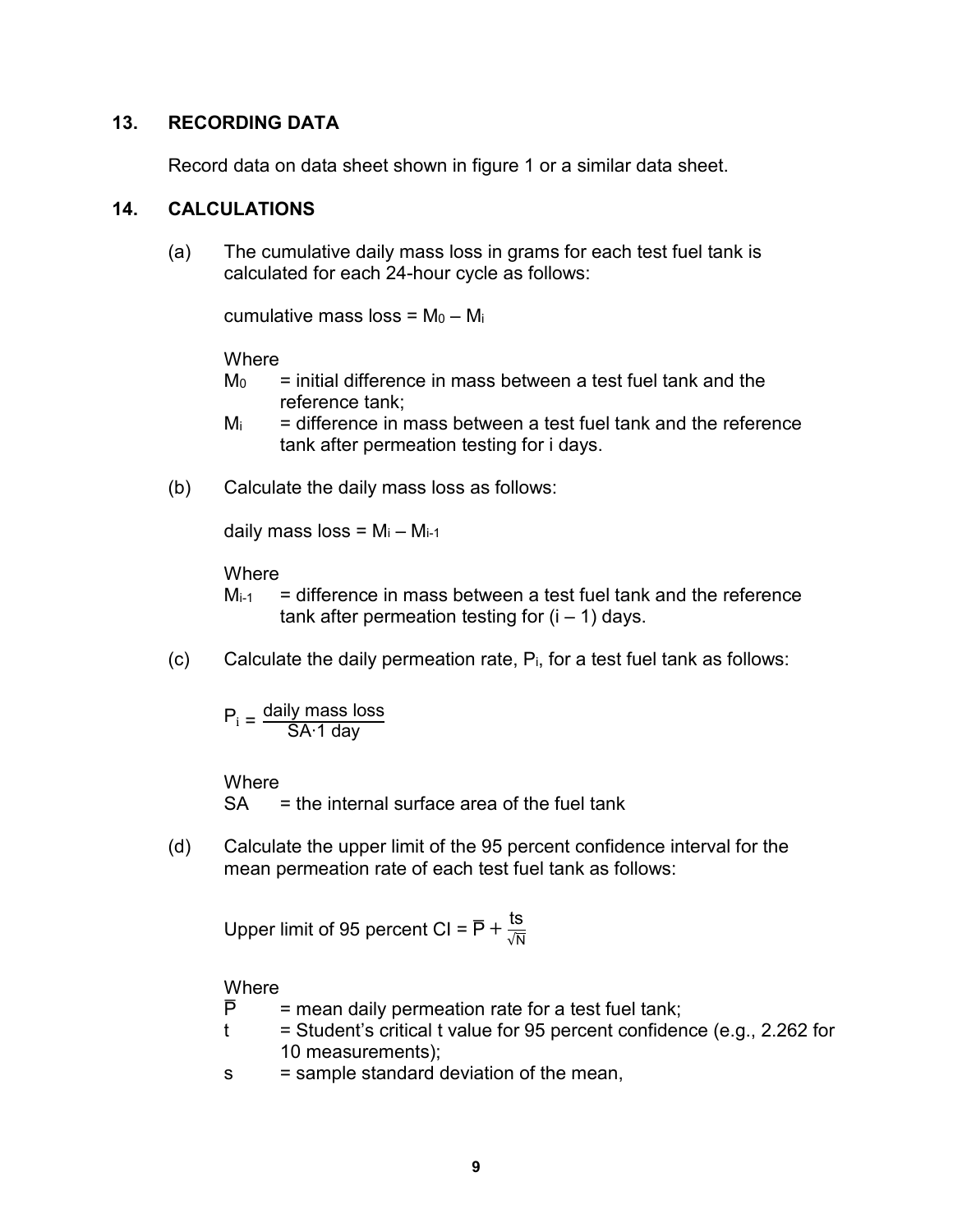## 13. RECORDING DATA

Record data on data sheet shown in figure 1 or a similar data sheet.

## 14. CALCULATIONS

(a) The cumulative daily mass loss in grams for each test fuel tank is calculated for each 24-hour cycle as follows:

cumulative mass loss = $M_0 - M_i$

Where

$M_0$ = initial difference in mass between a test fuel tank and the reference tank;

$M_i$ = difference in mass between a test fuel tank and the reference tank after permeation testing for i days.

(b) Calculate the daily mass loss as follows:

daily mass loss = $M_i - M_{i-1}$

Where

$M_{i-1}$ = difference in mass between a test fuel tank and the reference tank after permeation testing for (i – 1) days.

(c) Calculate the daily permeation rate, $P_i$, for a test fuel tank as follows:

$$P_i = \frac{\text{daily mass loss}}{\text{SA} \cdot 1 \text{ day}}$$

Where

SA = the internal surface area of the fuel tank

(d) Calculate the upper limit of the 95 percent confidence interval for the mean permeation rate of each test fuel tank as follows:

$$\text{Upper limit of 95 percent CI} = \overline{P} + \frac{ts}{\sqrt{N}}$$

Where

$\overline{P}$ = mean daily permeation rate for a test fuel tank;

t = Student's critical t value for 95 percent confidence (e.g., 2.262 for 10 measurements);

s = sample standard deviation of the mean,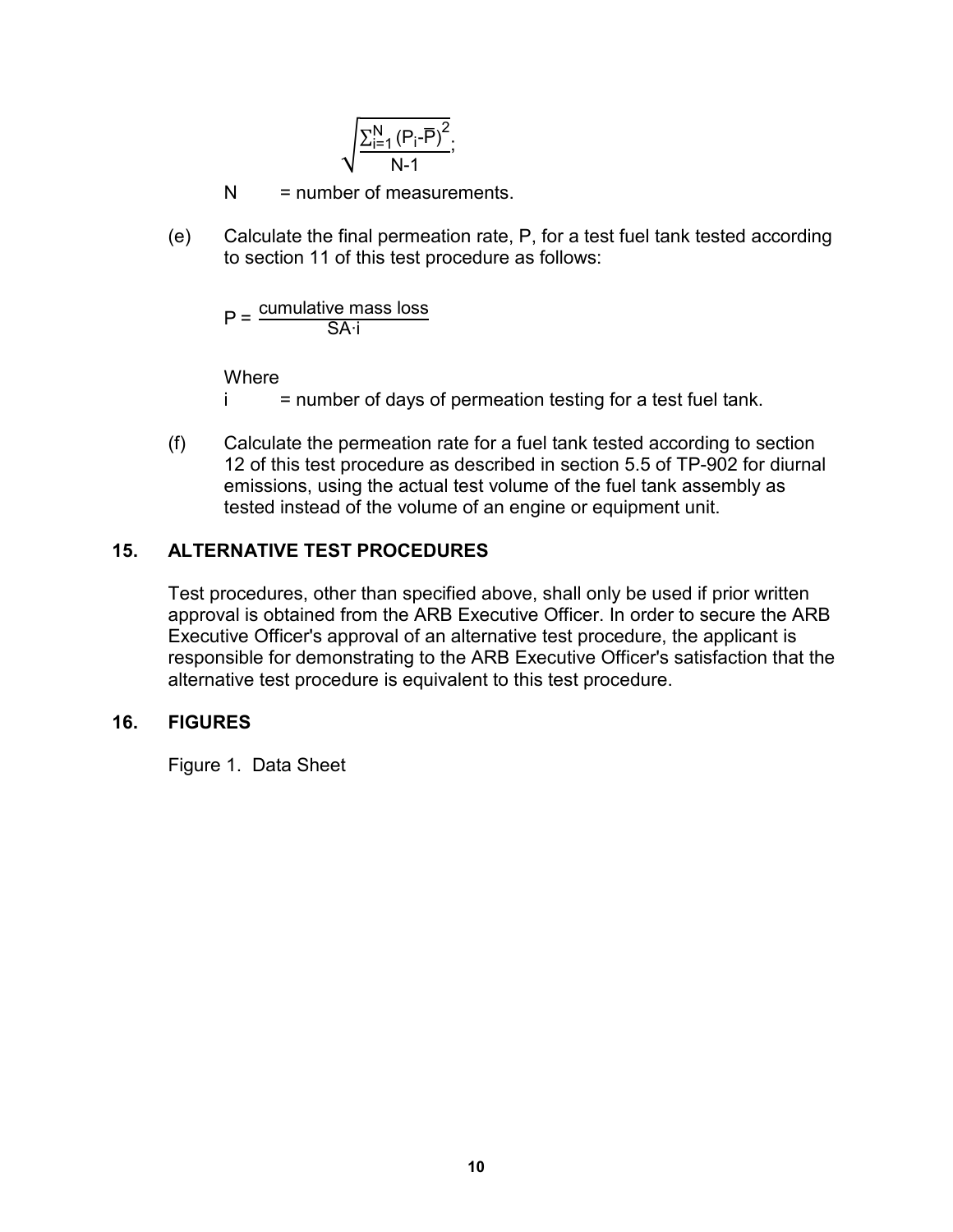$$\sqrt{\frac{\sum_{i=1}^{N}(P_i-\overline{P})^2}{N-1}};$$

N = number of measurements.

(e) Calculate the final permeation rate, P, for a test fuel tank tested according to section 11 of this test procedure as follows:

$$P = \frac{\text{cumulative mass loss}}{SA \cdot i}$$

Where

i = number of days of permeation testing for a test fuel tank.

(f) Calculate the permeation rate for a fuel tank tested according to section 12 of this test procedure as described in section 5.5 of TP-902 for diurnal emissions, using the actual test volume of the fuel tank assembly as tested instead of the volume of an engine or equipment unit.

## 15. ALTERNATIVE TEST PROCEDURES

Test procedures, other than specified above, shall only be used if prior written approval is obtained from the ARB Executive Officer. In order to secure the ARB Executive Officer's approval of an alternative test procedure, the applicant is responsible for demonstrating to the ARB Executive Officer's satisfaction that the alternative test procedure is equivalent to this test procedure.

## 16. FIGURES

Figure 1. Data Sheet